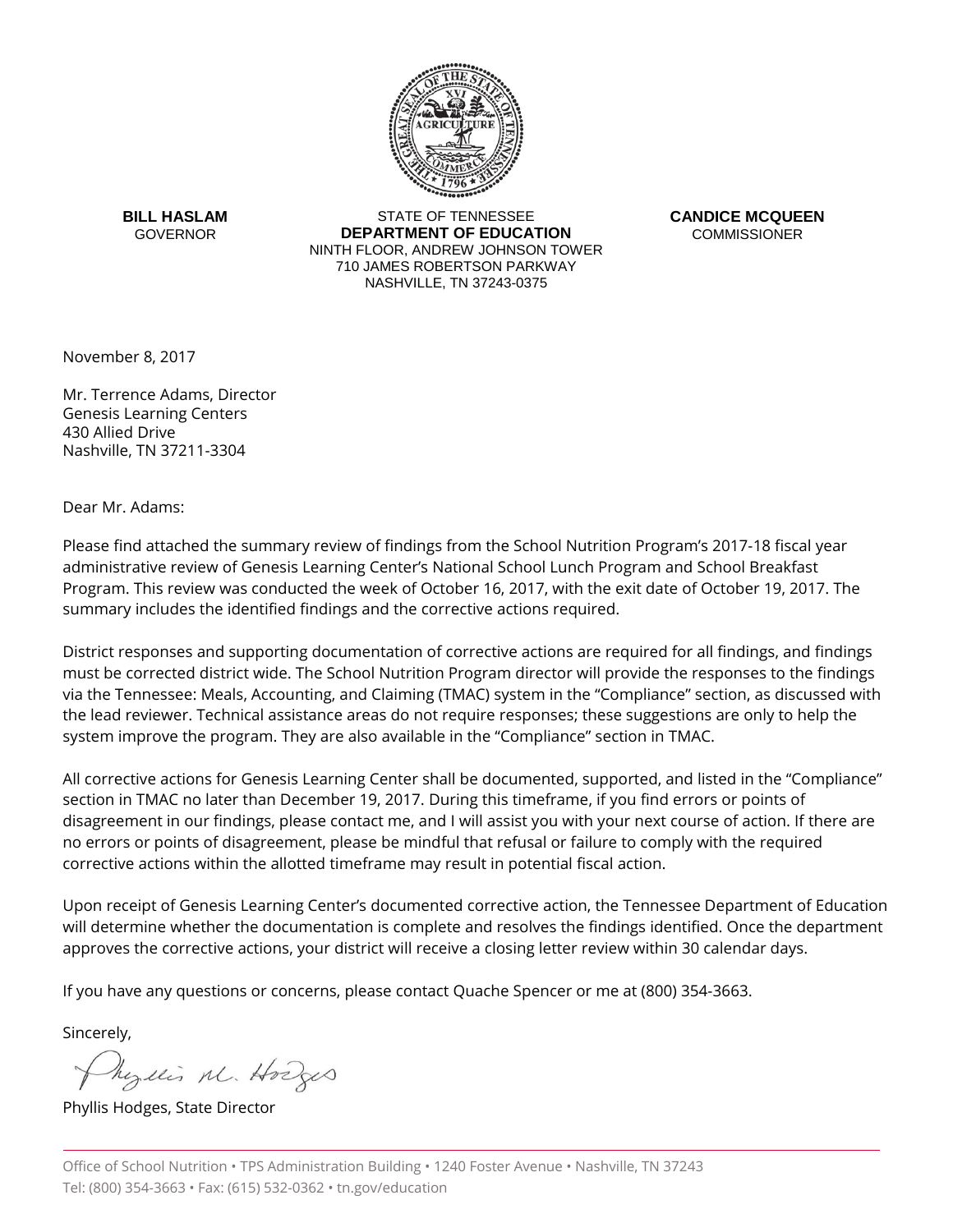**BILL HASLAM**
GOVERNOR

STATE OF TENNESSEE
**DEPARTMENT OF EDUCATION**
NINTH FLOOR, ANDREW JOHNSON TOWER
710 JAMES ROBERTSON PARKWAY
NASHVILLE, TN 37243-0375

**CANDICE MCQUEEN**
COMMISSIONER

November 8, 2017

Mr. Terrence Adams, Director
Genesis Learning Centers
430 Allied Drive
Nashville, TN 37211-3304

Dear Mr. Adams:

Please find attached the summary review of findings from the School Nutrition Program's 2017-18 fiscal year administrative review of Genesis Learning Center's National School Lunch Program and School Breakfast Program. This review was conducted the week of October 16, 2017, with the exit date of October 19, 2017. The summary includes the identified findings and the corrective actions required.

District responses and supporting documentation of corrective actions are required for all findings, and findings must be corrected district wide. The School Nutrition Program director will provide the responses to the findings via the Tennessee: Meals, Accounting, and Claiming (TMAC) system in the "Compliance" section, as discussed with the lead reviewer. Technical assistance areas do not require responses; these suggestions are only to help the system improve the program. They are also available in the "Compliance" section in TMAC.

All corrective actions for Genesis Learning Center shall be documented, supported, and listed in the "Compliance" section in TMAC no later than December 19, 2017. During this timeframe, if you find errors or points of disagreement in our findings, please contact me, and I will assist you with your next course of action. If there are no errors or points of disagreement, please be mindful that refusal or failure to comply with the required corrective actions within the allotted timeframe may result in potential fiscal action.

Upon receipt of Genesis Learning Center's documented corrective action, the Tennessee Department of Education will determine whether the documentation is complete and resolves the findings identified. Once the department approves the corrective actions, your district will receive a closing letter review within 30 calendar days.

If you have any questions or concerns, please contact Quache Spencer or me at (800) 354-3663.

Sincerely,

Phyllis M. Hodges

Phyllis Hodges, State Director

Office of School Nutrition • TPS Administration Building • 1240 Foster Avenue • Nashville, TN 37243
Tel: (800) 354-3663 • Fax: (615) 532-0362 • tn.gov/education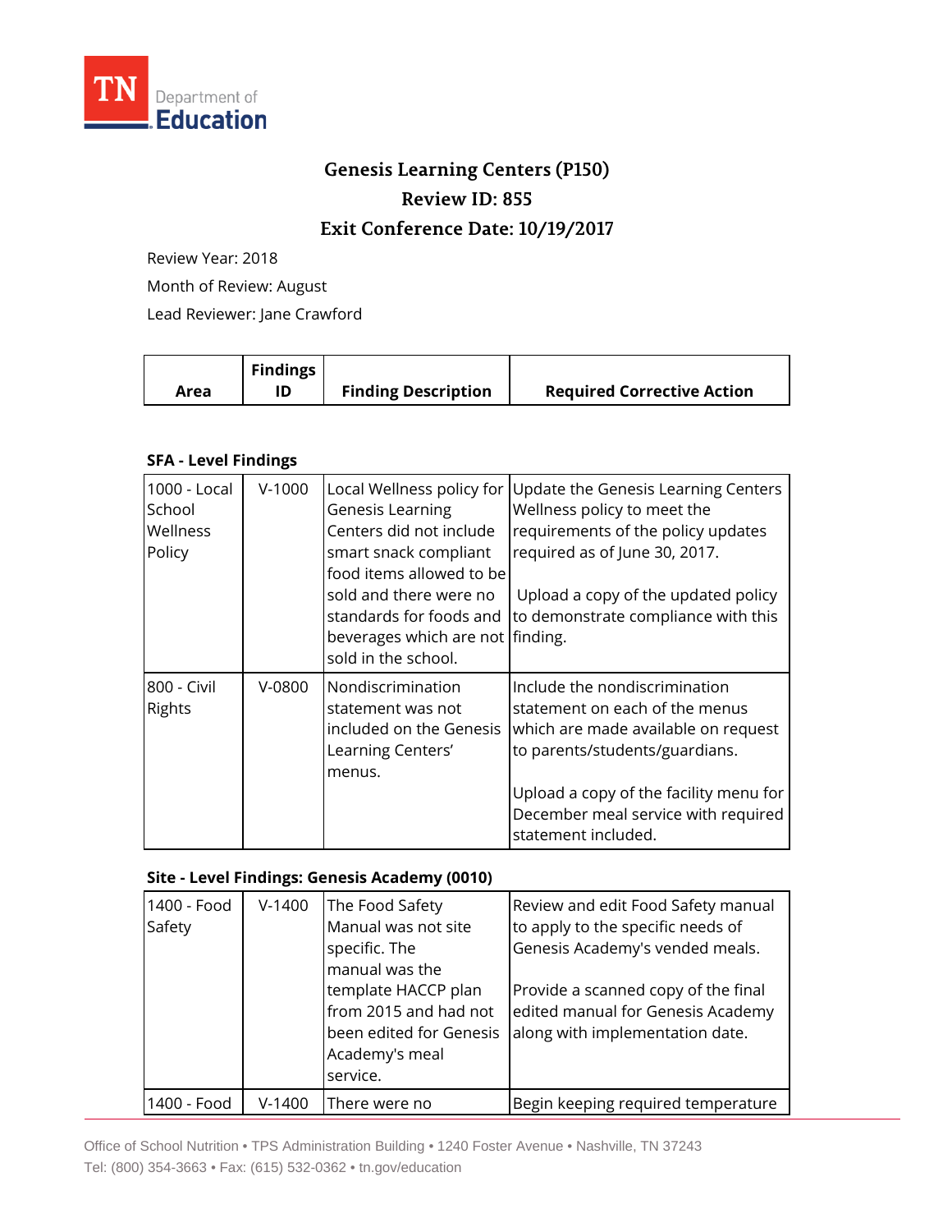TN Department of Education

# Genesis Learning Centers (P150)

## Review ID: 855

## Exit Conference Date: 10/19/2017

Review Year: 2018

Month of Review: August

Lead Reviewer: Jane Crawford

| Area | Findings ID | Finding Description | Required Corrective Action |
|---|---|---|---|
| **SFA - Level Findings** | | | |
| 1000 - Local School Wellness Policy | V-1000 | Local Wellness policy for Genesis Learning Centers did not include smart snack compliant food items allowed to be sold and there were no standards for foods and beverages which are not sold in the school. | Update the Genesis Learning Centers Wellness policy to meet the requirements of the policy updates required as of June 30, 2017.<br><br>Upload a copy of the updated policy to demonstrate compliance with this finding. |
| 800 - Civil Rights | V-0800 | Nondiscrimination statement was not included on the Genesis Learning Centers' menus. | Include the nondiscrimination statement on each of the menus which are made available on request to parents/students/guardians.<br><br>Upload a copy of the facility menu for December meal service with required statement included. |
| **Site - Level Findings: Genesis Academy (0010)** | | | |
| 1400 - Food Safety | V-1400 | The Food Safety Manual was not site specific. The manual was the template HACCP plan from 2015 and had not been edited for Genesis Academy's meal service. | Review and edit Food Safety manual to apply to the specific needs of Genesis Academy's vended meals.<br><br>Provide a scanned copy of the final edited manual for Genesis Academy along with implementation date. |
| 1400 - Food | V-1400 | There were no | Begin keeping required temperature |

Office of School Nutrition • TPS Administration Building • 1240 Foster Avenue • Nashville, TN 37243
Tel: (800) 354-3663 • Fax: (615) 532-0362 • tn.gov/education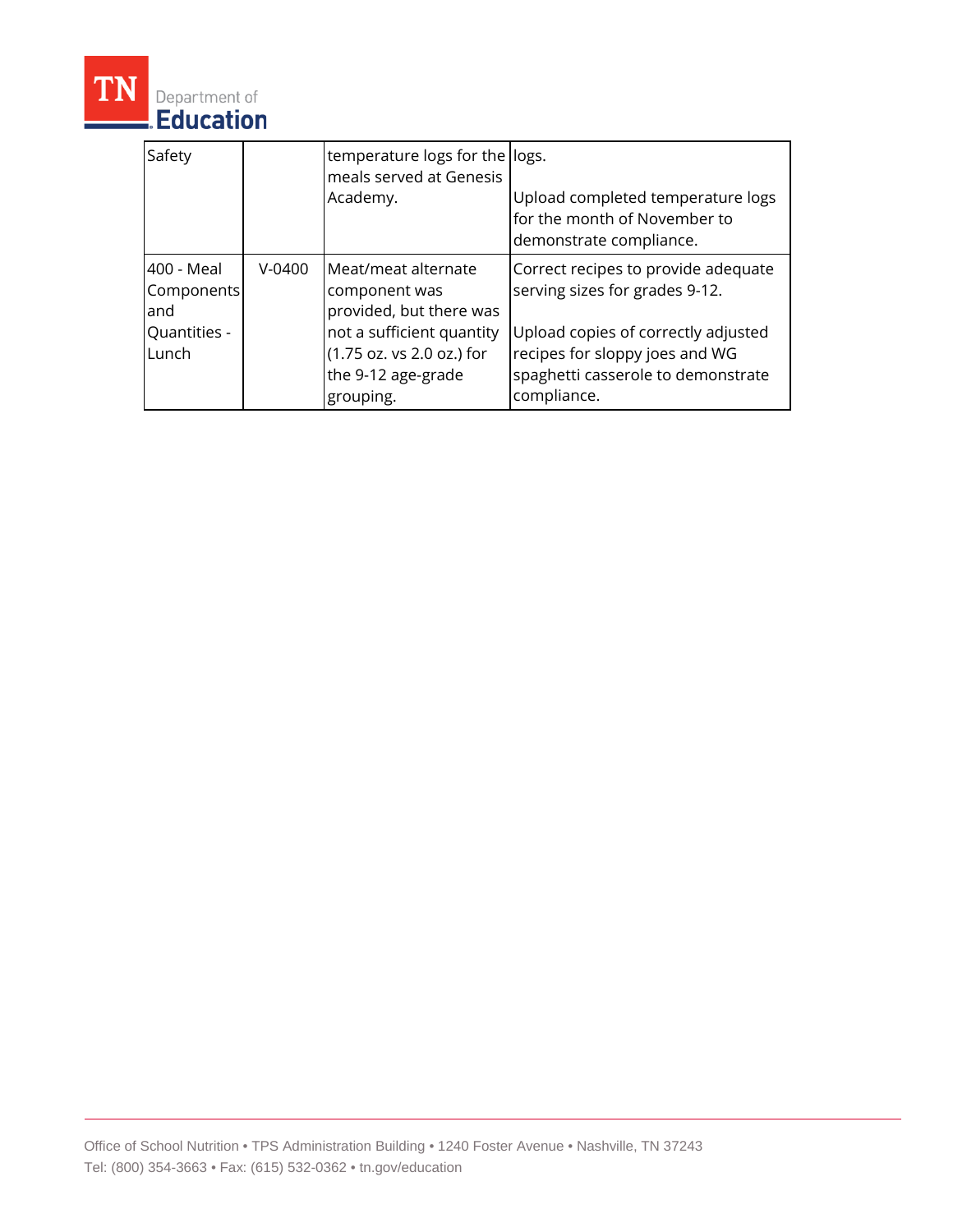| | | | |
|---|---|---|---|
| Safety | | temperature logs for the meals served at Genesis Academy. | logs.<br><br>Upload completed temperature logs for the month of November to demonstrate compliance. |
| 400 - Meal Components and Quantities - Lunch | V-0400 | Meat/meat alternate component was provided, but there was not a sufficient quantity (1.75 oz. vs 2.0 oz.) for the 9-12 age-grade grouping. | Correct recipes to provide adequate serving sizes for grades 9-12.<br><br>Upload copies of correctly adjusted recipes for sloppy joes and WG spaghetti casserole to demonstrate compliance. |